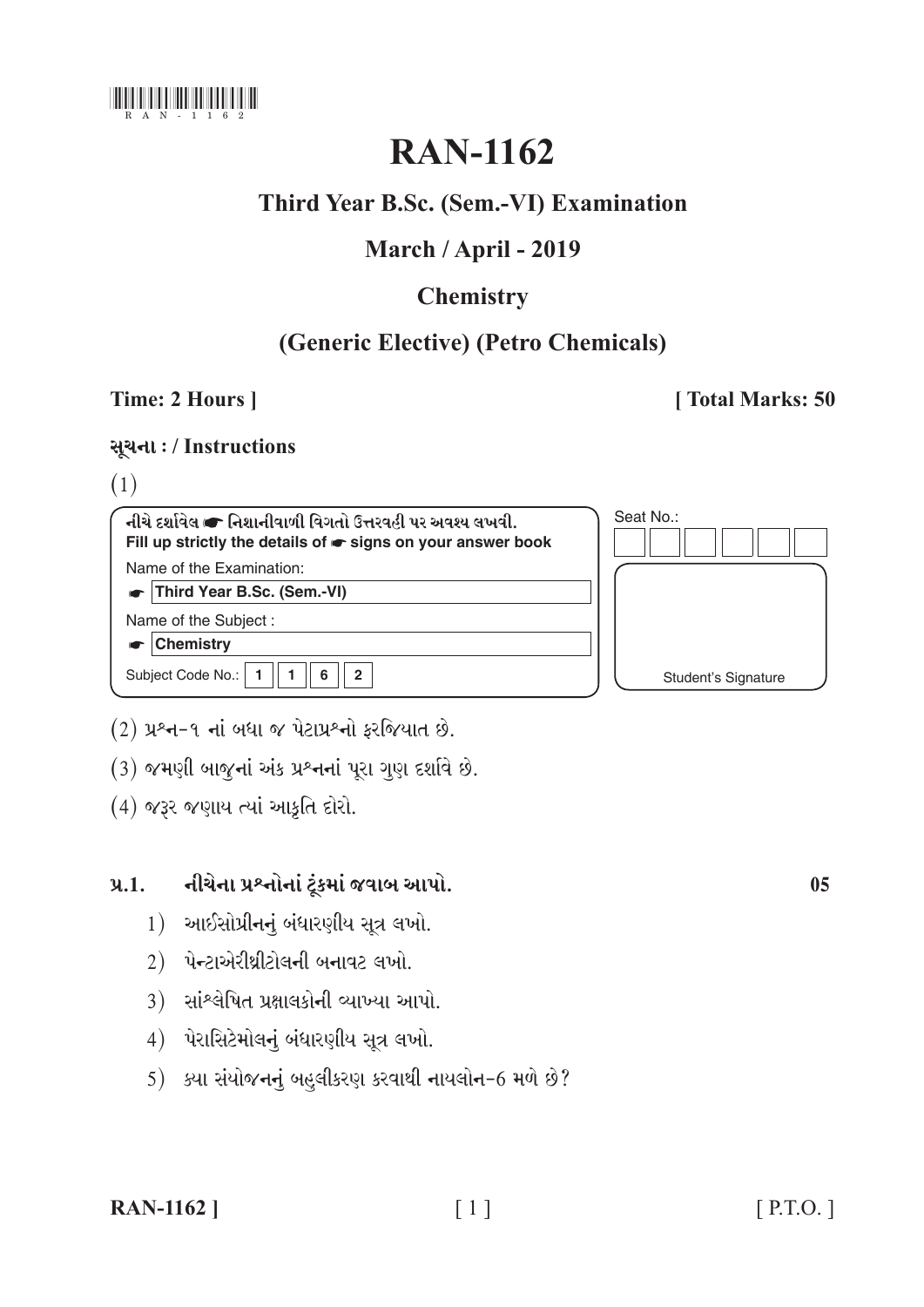RAN-1162

# RAN-1162

## Third Year B.Sc. (Sem.-VI) Examination

## March / April - 2019

## Chemistry

## (Generic Elective) (Petro Chemicals)

**Time: 2 Hours ]** **[ Total Marks: 50**

**સૂચના : / Instructions**

(1)

| નીચે દર્શાવેલ ☛ નિશાનીવાળી વિગતો ઉત્તરવહી પર અવશ્ય લખવી.<br>Fill up strictly the details of ☛ signs on your answer book | Seat No.: |
|---|---|
| Name of the Examination:<br>☛ Third Year B.Sc. (Sem.-VI) | |
| Name of the Subject :<br>☛ Chemistry | |
| Subject Code No.: 1 1 6 2 | Student's Signature |

(2) પ્રશ્ન-૧ નાં બધા જ પેટાપ્રશ્નો ફરજિયાત છે.

(3) જમણી બાજુનાં અંક પ્રશ્નનાં પૂરા ગુણ દર્શાવે છે.

(4) જરૂર જણાય ત્યાં આકૃતિ દોરો.

**પ્ર.1. નીચેના પ્રશ્નોનાં ટૂંકમાં જવાબ આપો.** **05**

1) આઈસોપ્રીનનું બંધારણીય સૂત્ર લખો.

2) પેન્ટાએરીથ્રીટોલની બનાવટ લખો.

3) સાંશ્લેષિત પ્રક્ષાલકોની વ્યાખ્યા આપો.

4) પેરાસિટેમોલનું બંધારણીય સૂત્ર લખો.

5) ક્યા સંયોજનનું બહુલીકરણ કરવાથી નાયલોન-6 મળે છે?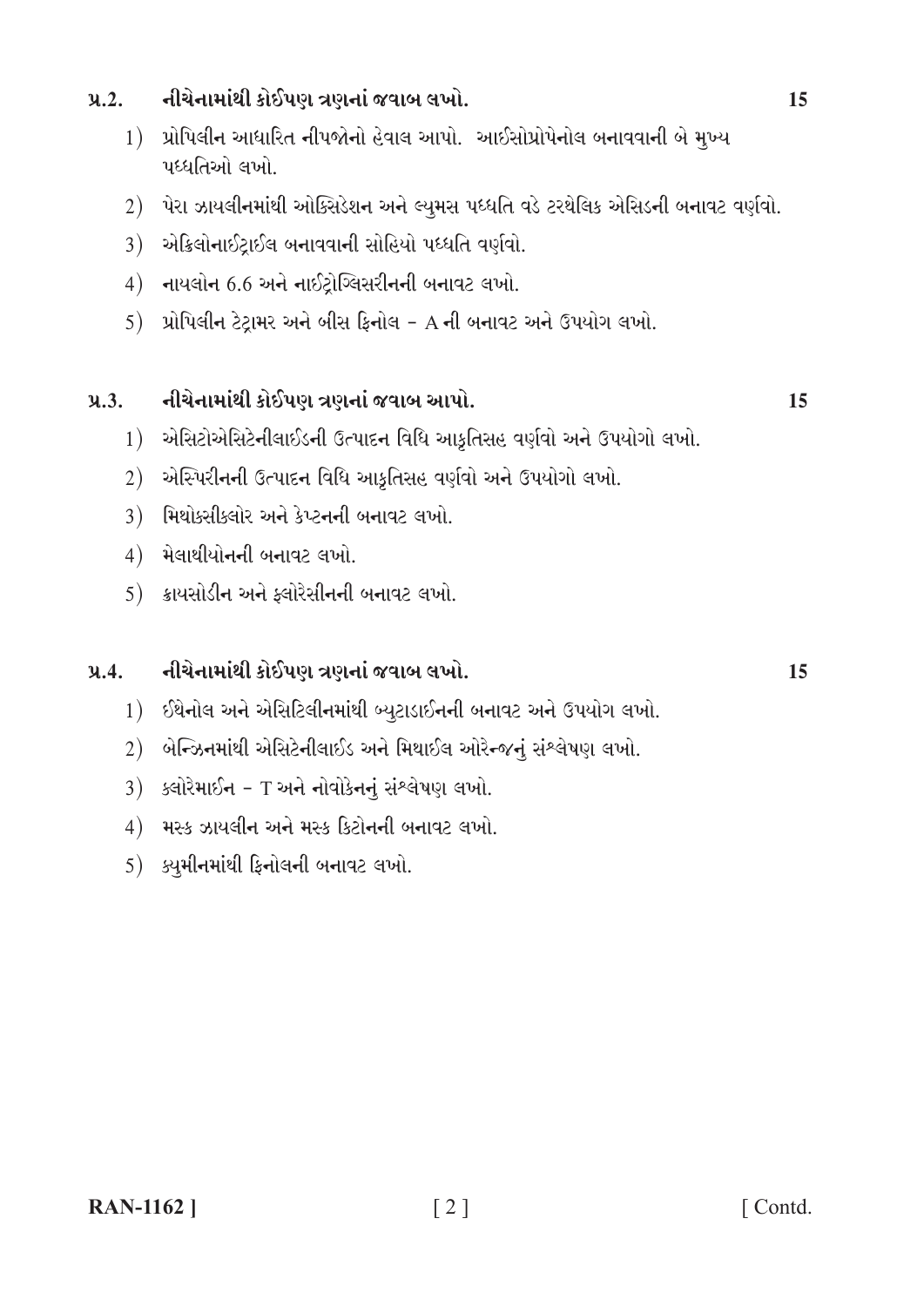**પ્ર.2. નીચેનામાંથી કોઈપણ ત્રણનાં જવાબ લખો. 15**

1) પ્રોપિલીન આધારિત નીપજોનો હેવાલ આપો. આઈસોપ્રોપેનોલ બનાવવાની બે મુખ્ય પધ્ધતિઓ લખો.
2) પેરા ઝાયલીનમાંથી ઓક્સિડેશન અને લ્યુમસ પધ્ધતિ વડે ટરથેલિક એસિડની બનાવટ વર્ણવો.
3) એક્રિલોનાઈટ્રાઈલ બનાવવાની સોહિયો પધ્ધતિ વર્ણવો.
4) નાયલોન 6.6 અને નાઈટ્રોગ્લિસરીનની બનાવટ લખો.
5) પ્રોપિલીન ટેટ્રામર અને બીસ ફિનોલ - A ની બનાવટ અને ઉપયોગ લખો.

**પ્ર.3. નીચેનામાંથી કોઈપણ ત્રણનાં જવાબ આપો. 15**

1) એસિટોએસિટેનીલાઈડની ઉત્પાદન વિધિ આકૃતિસહ વર્ણવો અને ઉપયોગો લખો.
2) એસ્પિરીનની ઉત્પાદન વિધિ આકૃતિસહ વર્ણવો અને ઉપયોગો લખો.
3) મિથોક્સીક્લોર અને કેપ્ટનની બનાવટ લખો.
4) મેલાથીયોનની બનાવટ લખો.
5) ક્રાયસોડીન અને ફ્લોરેસીનની બનાવટ લખો.

**પ્ર.4. નીચેનામાંથી કોઈપણ ત્રણનાં જવાબ લખો. 15**

1) ઈથેનોલ અને એસિટિલીનમાંથી બ્યુટાડાઈનની બનાવટ અને ઉપયોગ લખો.
2) બેન્ઝિનમાંથી એસિટેનીલાઈડ અને મિથાઈલ ઓરેન્જનું સંશ્લેષણ લખો.
3) ક્લોરેમાઈન - T અને નોવોકેનનું સંશ્લેષણ લખો.
4) મસ્ક ઝાયલીન અને મસ્ક કિટોનની બનાવટ લખો.
5) ક્યુમીનમાંથી ફિનોલની બનાવટ લખો.

RAN-1162 ] [ Contd.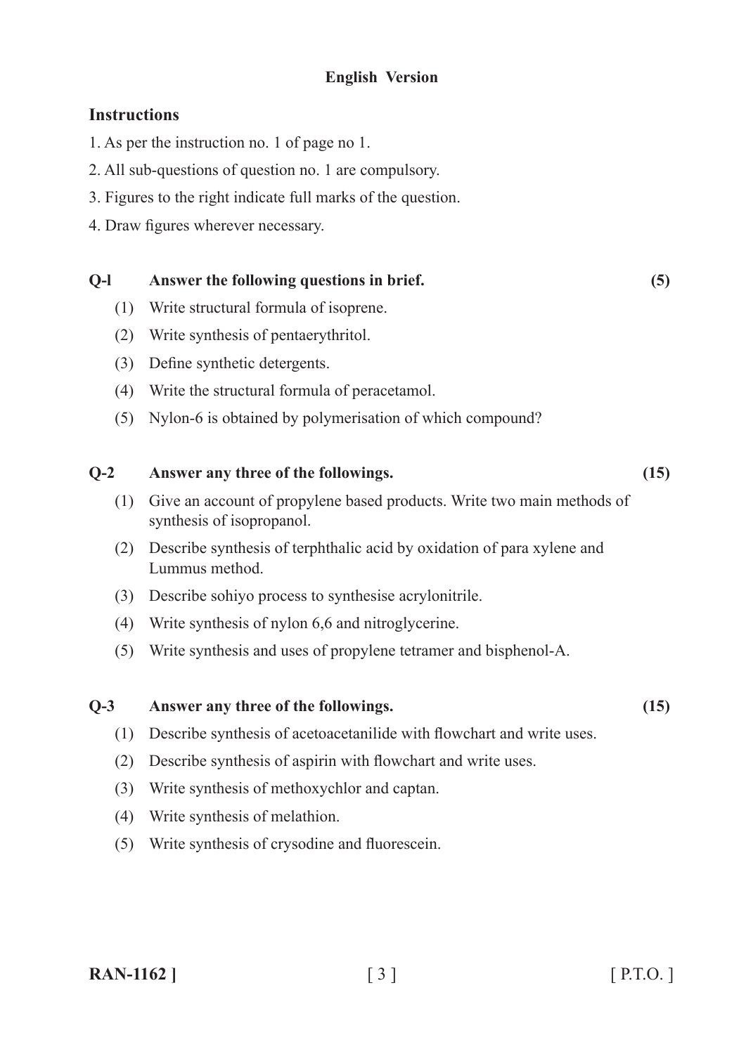**English Version**

## Instructions

1. As per the instruction no. 1 of page no 1.
2. All sub-questions of question no. 1 are compulsory.
3. Figures to the right indicate full marks of the question.
4. Draw figures wherever necessary.

**Q-l Answer the following questions in brief. (5)**

(1) Write structural formula of isoprene.

(2) Write synthesis of pentaerythritol.

(3) Define synthetic detergents.

(4) Write the structural formula of peracetamol.

(5) Nylon-6 is obtained by polymerisation of which compound?

**Q-2 Answer any three of the followings. (15)**

(1) Give an account of propylene based products. Write two main methods of synthesis of isopropanol.

(2) Describe synthesis of terphthalic acid by oxidation of para xylene and Lummus method.

(3) Describe sohiyo process to synthesise acrylonitrile.

(4) Write synthesis of nylon 6,6 and nitroglycerine.

(5) Write synthesis and uses of propylene tetramer and bisphenol-A.

**Q-3 Answer any three of the followings. (15)**

(1) Describe synthesis of acetoacetanilide with flowchart and write uses.

(2) Describe synthesis of aspirin with flowchart and write uses.

(3) Write synthesis of methoxychlor and captan.

(4) Write synthesis of melathion.

(5) Write synthesis of crysodine and fluorescein.

**RAN-1162 ]** [ P.T.O. ]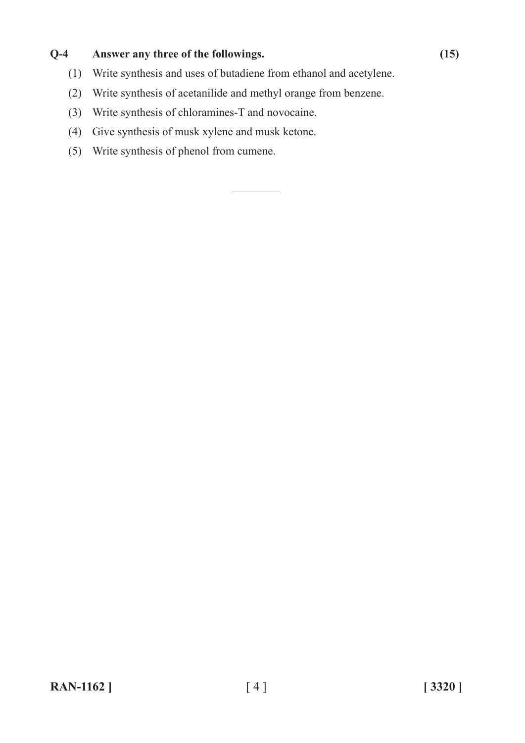**Q-4 Answer any three of the followings. (15)**

(1) Write synthesis and uses of butadiene from ethanol and acetylene.

(2) Write synthesis of acetanilide and methyl orange from benzene.

(3) Write synthesis of chloramines-T and novocaine.

(4) Give synthesis of musk xylene and musk ketone.

(5) Write synthesis of phenol from cumene.

---